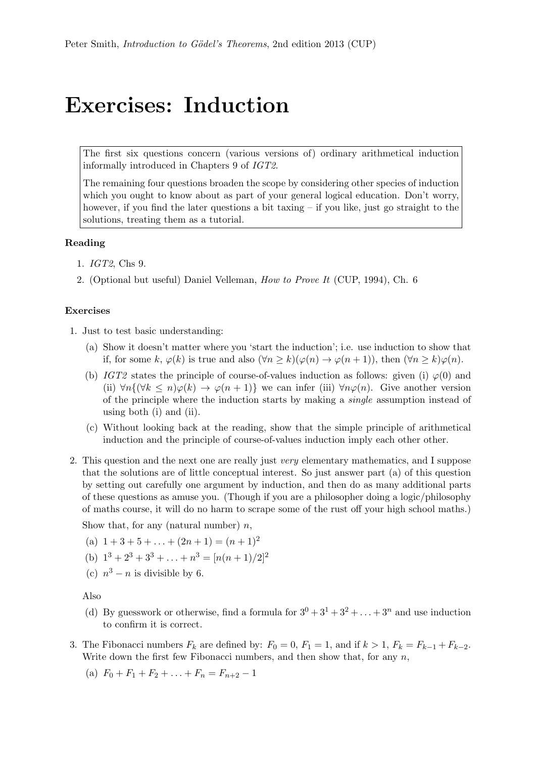Peter Smith, *Introduction to Gödel's Theorems*, 2nd edition 2013 (CUP)

# Exercises: Induction

> The first six questions concern (various versions of) ordinary arithmetical induction informally introduced in Chapters 9 of *IGT2*.
>
> The remaining four questions broaden the scope by considering other species of induction which you ought to know about as part of your general logical education. Don't worry, however, if you find the later questions a bit taxing – if you like, just go straight to the solutions, treating them as a tutorial.

**Reading**

1. *IGT2*, Chs 9.
2. (Optional but useful) Daniel Velleman, *How to Prove It* (CUP, 1994), Ch. 6

**Exercises**

1. Just to test basic understanding:
   (a) Show it doesn't matter where you 'start the induction'; i.e. use induction to show that if, for some $k$, $\varphi(k)$ is true and also $(\forall n \geq k)(\varphi(n) \to \varphi(n+1))$, then $(\forall n \geq k)\varphi(n)$.
   (b) *IGT2* states the principle of course-of-values induction as follows: given (i) $\varphi(0)$ and (ii) $\forall n\{(\forall k \leq n)\varphi(k) \to \varphi(n+1)\}$ we can infer (iii) $\forall n\varphi(n)$. Give another version of the principle where the induction starts by making a *single* assumption instead of using both (i) and (ii).
   (c) Without looking back at the reading, show that the simple principle of arithmetical induction and the principle of course-of-values induction imply each other other.

2. This question and the next one are really just *very* elementary mathematics, and I suppose that the solutions are of little conceptual interest. So just answer part (a) of this question by setting out carefully one argument by induction, and then do as many additional parts of these questions as amuse you. (Though if you are a philosopher doing a logic/philosophy of maths course, it will do no harm to scrape some of the rust off your high school maths.)

   Show that, for any (natural number) $n$,
   (a) $1 + 3 + 5 + \ldots + (2n + 1) = (n + 1)^2$
   (b) $1^3 + 2^3 + 3^3 + \ldots + n^3 = [n(n + 1)/2]^2$
   (c) $n^3 - n$ is divisible by 6.

   Also
   (d) By guesswork or otherwise, find a formula for $3^0 + 3^1 + 3^2 + \ldots + 3^n$ and use induction to confirm it is correct.

3. The Fibonacci numbers $F_k$ are defined by: $F_0 = 0$, $F_1 = 1$, and if $k > 1$, $F_k = F_{k-1} + F_{k-2}$. Write down the first few Fibonacci numbers, and then show that, for any $n$,
   (a) $F_0 + F_1 + F_2 + \ldots + F_n = F_{n+2} - 1$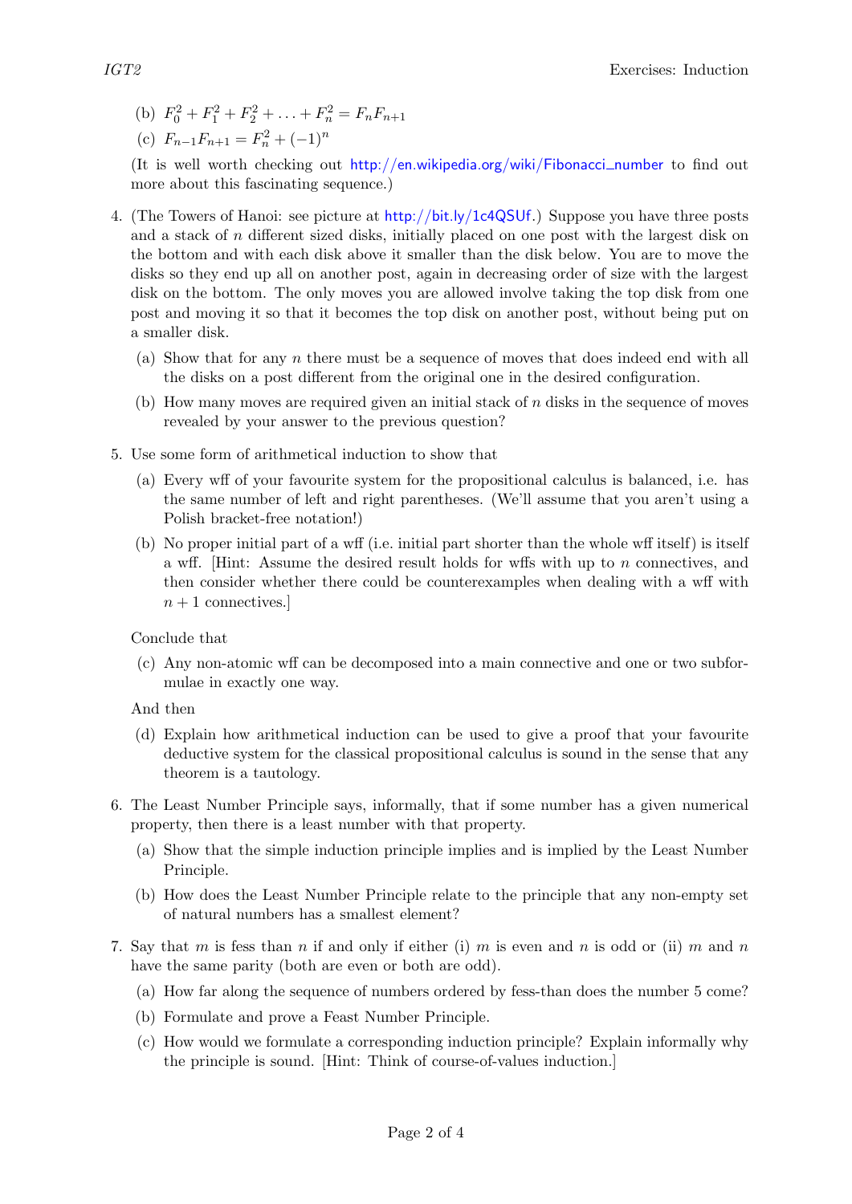(b) $F_0^2 + F_1^2 + F_2^2 + \ldots + F_n^2 = F_n F_{n+1}$

(c) $F_{n-1}F_{n+1} = F_n^2 + (-1)^n$

(It is well worth checking out http://en.wikipedia.org/wiki/Fibonacci_number to find out more about this fascinating sequence.)

4. (The Towers of Hanoi: see picture at http://bit.ly/1c4QSUf.) Suppose you have three posts and a stack of $n$ different sized disks, initially placed on one post with the largest disk on the bottom and with each disk above it smaller than the disk below. You are to move the disks so they end up all on another post, again in decreasing order of size with the largest disk on the bottom. The only moves you are allowed involve taking the top disk from one post and moving it so that it becomes the top disk on another post, without being put on a smaller disk.

   (a) Show that for any $n$ there must be a sequence of moves that does indeed end with all the disks on a post different from the original one in the desired configuration.

   (b) How many moves are required given an initial stack of $n$ disks in the sequence of moves revealed by your answer to the previous question?

5. Use some form of arithmetical induction to show that

   (a) Every wff of your favourite system for the propositional calculus is balanced, i.e. has the same number of left and right parentheses. (We'll assume that you aren't using a Polish bracket-free notation!)

   (b) No proper initial part of a wff (i.e. initial part shorter than the whole wff itself) is itself a wff. [Hint: Assume the desired result holds for wffs with up to $n$ connectives, and then consider whether there could be counterexamples when dealing with a wff with $n + 1$ connectives.]

   Conclude that

   (c) Any non-atomic wff can be decomposed into a main connective and one or two subformulae in exactly one way.

   And then

   (d) Explain how arithmetical induction can be used to give a proof that your favourite deductive system for the classical propositional calculus is sound in the sense that any theorem is a tautology.

6. The Least Number Principle says, informally, that if some number has a given numerical property, then there is a least number with that property.

   (a) Show that the simple induction principle implies and is implied by the Least Number Principle.

   (b) How does the Least Number Principle relate to the principle that any non-empty set of natural numbers has a smallest element?

7. Say that $m$ is fess than $n$ if and only if either (i) $m$ is even and $n$ is odd or (ii) $m$ and $n$ have the same parity (both are even or both are odd).

   (a) How far along the sequence of numbers ordered by fess-than does the number 5 come?

   (b) Formulate and prove a Feast Number Principle.

   (c) How would we formulate a corresponding induction principle? Explain informally why the principle is sound. [Hint: Think of course-of-values induction.]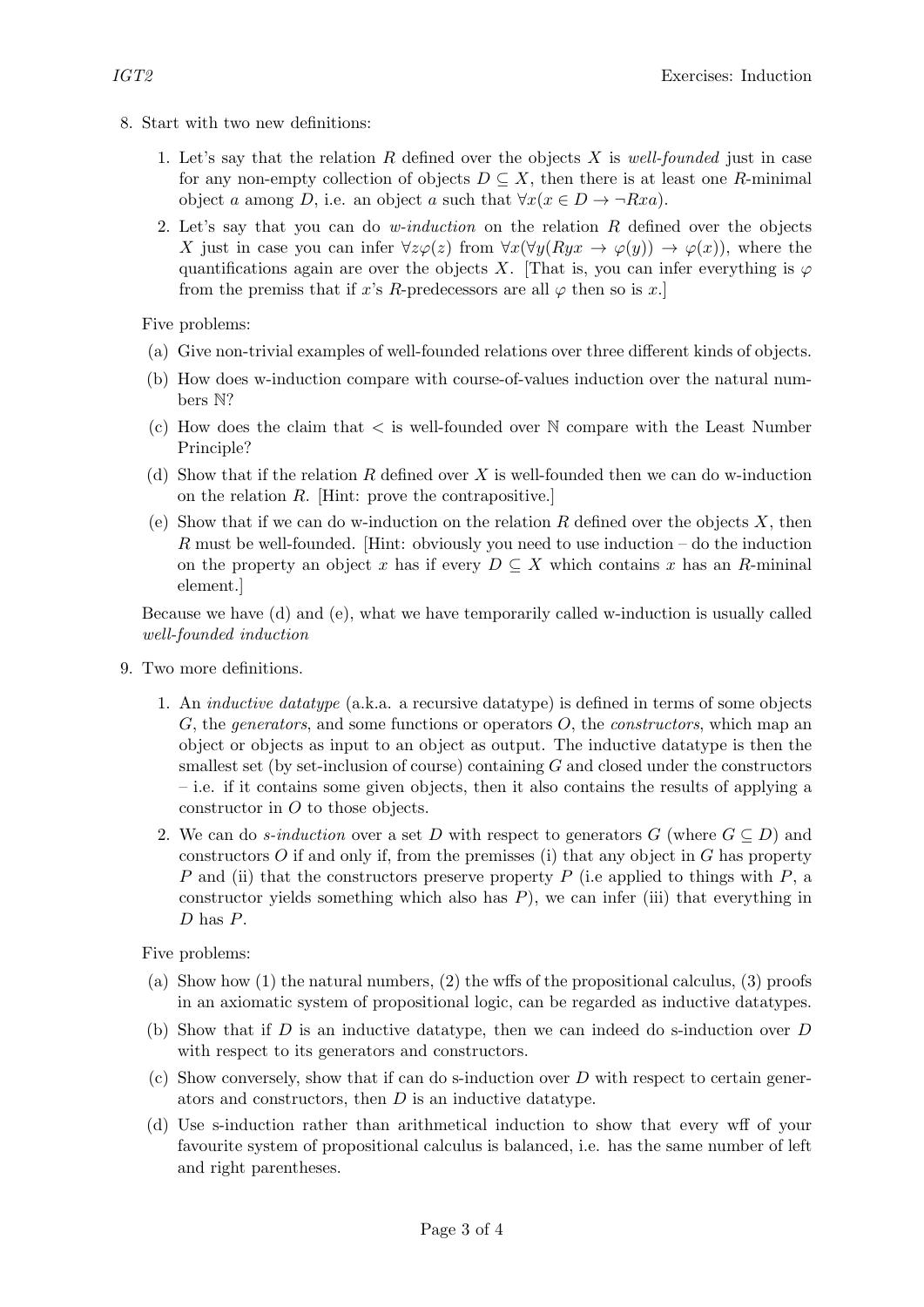8. Start with two new definitions:

   1. Let's say that the relation $R$ defined over the objects $X$ is *well-founded* just in case for any non-empty collection of objects $D \subseteq X$, then there is at least one $R$-minimal object $a$ among $D$, i.e. an object $a$ such that $\forall x(x \in D \to \neg Rxa)$.
   2. Let's say that you can do *w-induction* on the relation $R$ defined over the objects $X$ just in case you can infer $\forall z \varphi(z)$ from $\forall x(\forall y(Ryx \to \varphi(y)) \to \varphi(x))$, where the quantifications again are over the objects $X$. [That is, you can infer everything is $\varphi$ from the premiss that if $x$'s $R$-predecessors are all $\varphi$ then so is $x$.]

   Five problems:

   (a) Give non-trivial examples of well-founded relations over three different kinds of objects.

   (b) How does w-induction compare with course-of-values induction over the natural numbers $\mathbb{N}$?

   (c) How does the claim that $<$ is well-founded over $\mathbb{N}$ compare with the Least Number Principle?

   (d) Show that if the relation $R$ defined over $X$ is well-founded then we can do w-induction on the relation $R$. [Hint: prove the contrapositive.]

   (e) Show that if we can do w-induction on the relation $R$ defined over the objects $X$, then $R$ must be well-founded. [Hint: obviously you need to use induction – do the induction on the property an object $x$ has if every $D \subseteq X$ which contains $x$ has an $R$-mininal element.]

   Because we have (d) and (e), what we have temporarily called w-induction is usually called *well-founded induction*

9. Two more definitions.

   1. An *inductive datatype* (a.k.a. a recursive datatype) is defined in terms of some objects $G$, the *generators*, and some functions or operators $O$, the *constructors*, which map an object or objects as input to an object as output. The inductive datatype is then the smallest set (by set-inclusion of course) containing $G$ and closed under the constructors – i.e. if it contains some given objects, then it also contains the results of applying a constructor in $O$ to those objects.
   2. We can do *s-induction* over a set $D$ with respect to generators $G$ (where $G \subseteq D$) and constructors $O$ if and only if, from the premisses (i) that any object in $G$ has property $P$ and (ii) that the constructors preserve property $P$ (i.e applied to things with $P$, a constructor yields something which also has $P$), we can infer (iii) that everything in $D$ has $P$.

   Five problems:

   (a) Show how (1) the natural numbers, (2) the wffs of the propositional calculus, (3) proofs in an axiomatic system of propositional logic, can be regarded as inductive datatypes.

   (b) Show that if $D$ is an inductive datatype, then we can indeed do s-induction over $D$ with respect to its generators and constructors.

   (c) Show conversely, show that if can do s-induction over $D$ with respect to certain generators and constructors, then $D$ is an inductive datatype.

   (d) Use s-induction rather than arithmetical induction to show that every wff of your favourite system of propositional calculus is balanced, i.e. has the same number of left and right parentheses.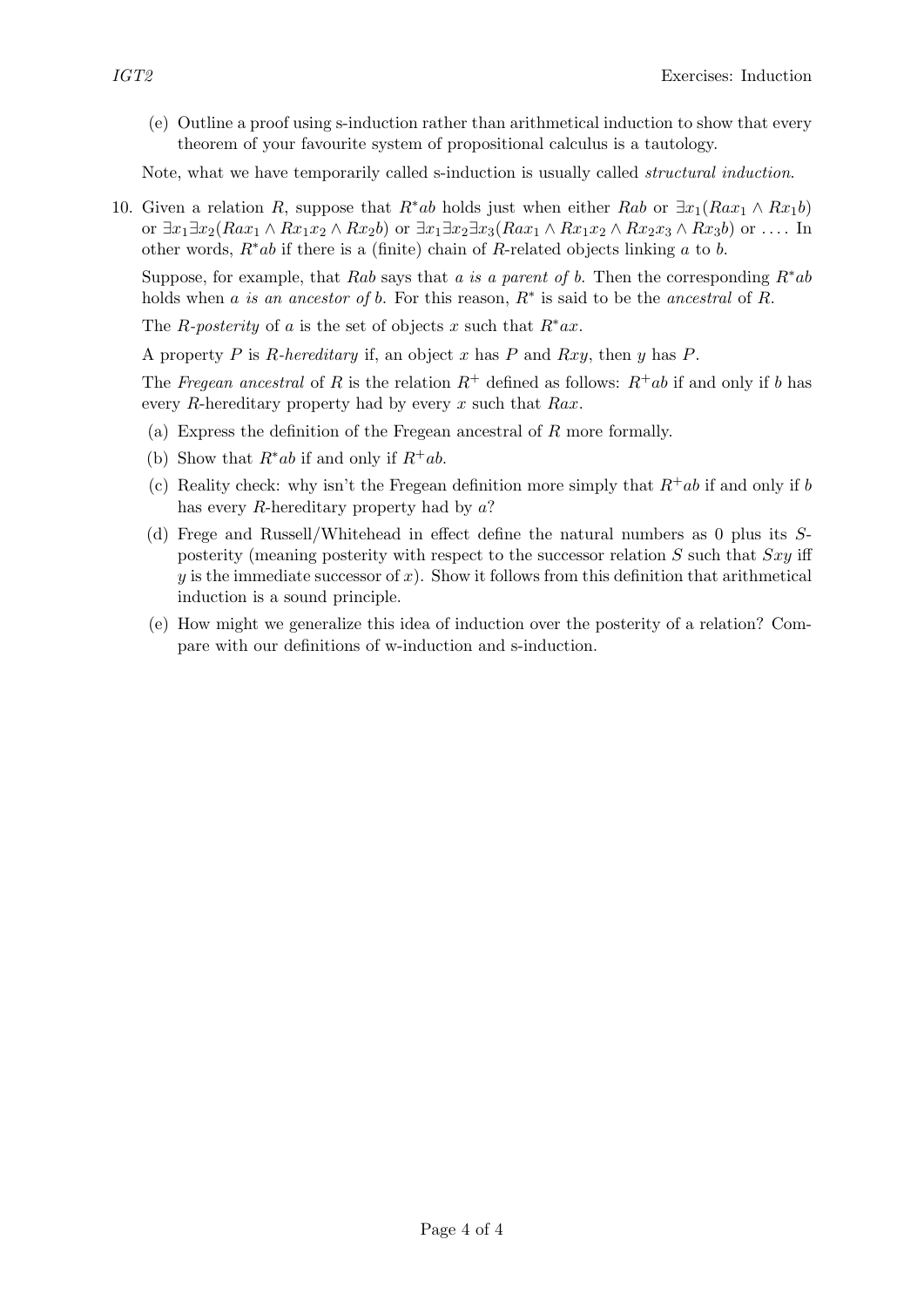(e) Outline a proof using s-induction rather than arithmetical induction to show that every theorem of your favourite system of propositional calculus is a tautology.

Note, what we have temporarily called s-induction is usually called *structural induction*.

10. Given a relation $R$, suppose that $R^*ab$ holds just when either $Rab$ or $\exists x_1(Rax_1 \wedge Rx_1b)$ or $\exists x_1\exists x_2(Rax_1 \wedge Rx_1x_2 \wedge Rx_2b)$ or $\exists x_1\exists x_2\exists x_3(Rax_1 \wedge Rx_1x_2 \wedge Rx_2x_3 \wedge Rx_3b)$ or .... In other words, $R^*ab$ if there is a (finite) chain of $R$-related objects linking $a$ to $b$.

    Suppose, for example, that $Rab$ says that *a is a parent of b*. Then the corresponding $R^*ab$ holds when *a is an ancestor of b*. For this reason, $R^*$ is said to be the *ancestral* of $R$.

    The *R-posterity* of $a$ is the set of objects $x$ such that $R^*ax$.

    A property $P$ is *R-hereditary* if, an object $x$ has $P$ and $Rxy$, then $y$ has $P$.

    The *Fregean ancestral* of $R$ is the relation $R^+$ defined as follows: $R^+ab$ if and only if $b$ has every $R$-hereditary property had by every $x$ such that $Rax$.

    (a) Express the definition of the Fregean ancestral of $R$ more formally.

    (b) Show that $R^*ab$ if and only if $R^+ab$.

    (c) Reality check: why isn't the Fregean definition more simply that $R^+ab$ if and only if $b$ has every $R$-hereditary property had by $a$?

    (d) Frege and Russell/Whitehead in effect define the natural numbers as 0 plus its $S$-posterity (meaning posterity with respect to the successor relation $S$ such that $Sxy$ iff $y$ is the immediate successor of $x$). Show it follows from this definition that arithmetical induction is a sound principle.

    (e) How might we generalize this idea of induction over the posterity of a relation? Compare with our definitions of w-induction and s-induction.